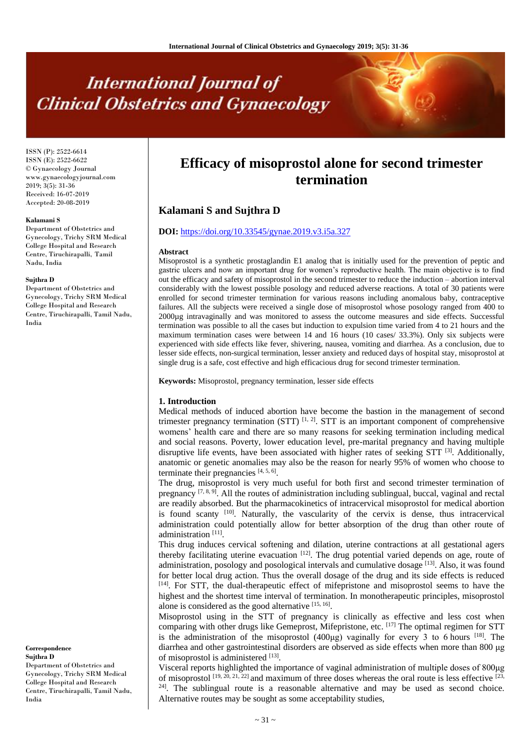# Efficacy of misoprostol alone for second trimester termination

## Kalamani S and Sujthra D

ISSN (P): 2522-6614
ISSN (E): 2522-6622
© Gynaecology Journal
www.gynaecologyjournal.com
2019; 3(5): 31-36
Received: 16-07-2019
Accepted: 20-08-2019

**Kalamani S**
Department of Obstetrics and Gynecology, Trichy SRM Medical College Hospital and Research Centre, Tiruchirapalli, Tamil Nadu, India

**Sujthra D**
Department of Obstetrics and Gynecology, Trichy SRM Medical College Hospital and Research Centre, Tiruchirapalli, Tamil Nadu, India

**Correspondence**
**Sujthra D**
Department of Obstetrics and Gynecology, Trichy SRM Medical College Hospital and Research Centre, Tiruchirapalli, Tamil Nadu, India

**DOI:** https://doi.org/10.33545/gynae.2019.v3.i5a.327

### Abstract

Misoprostol is a synthetic prostaglandin E1 analog that is initially used for the prevention of peptic and gastric ulcers and now an important drug for women's reproductive health. The main objective is to find out the efficacy and safety of misoprostol in the second trimester to reduce the induction – abortion interval considerably with the lowest possible posology and reduced adverse reactions. A total of 30 patients were enrolled for second trimester termination for various reasons including anomalous baby, contraceptive failures. All the subjects were received a single dose of misoprostol whose posology ranged from 400 to 2000µg intravaginally and was monitored to assess the outcome measures and side effects. Successful termination was possible to all the cases but induction to expulsion time varied from 4 to 21 hours and the maximum termination cases were between 14 and 16 hours (10 cases/ 33.3%). Only six subjects were experienced with side effects like fever, shivering, nausea, vomiting and diarrhea. As a conclusion, due to lesser side effects, non-surgical termination, lesser anxiety and reduced days of hospital stay, misoprostol at single drug is a safe, cost effective and high efficacious drug for second trimester termination.

**Keywords:** Misoprostol, pregnancy termination, lesser side effects

### 1. Introduction

Medical methods of induced abortion have become the bastion in the management of second trimester pregnancy termination (STT) [1, 2]. STT is an important component of comprehensive womens' health care and there are so many reasons for seeking termination including medical and social reasons. Poverty, lower education level, pre-marital pregnancy and having multiple disruptive life events, have been associated with higher rates of seeking STT [3]. Additionally, anatomic or genetic anomalies may also be the reason for nearly 95% of women who choose to terminate their pregnancies [4, 5, 6].

The drug, misoprostol is very much useful for both first and second trimester termination of pregnancy [7, 8, 9]. All the routes of administration including sublingual, buccal, vaginal and rectal are readily absorbed. But the pharmacokinetics of intracervical misoprostol for medical abortion is found scanty [10]. Naturally, the vascularity of the cervix is dense, thus intracervical administration could potentially allow for better absorption of the drug than other route of administration [11].

This drug induces cervical softening and dilation, uterine contractions at all gestational agers thereby facilitating uterine evacuation [12]. The drug potential varied depends on age, route of administration, posology and posological intervals and cumulative dosage [13]. Also, it was found for better local drug action. Thus the overall dosage of the drug and its side effects is reduced [14]. For STT, the dual-therapeutic effect of mifepristone and misoprostol seems to have the highest and the shortest time interval of termination. In monotherapeutic principles, misoprostol alone is considered as the good alternative [15, 16].

Misoprostol using in the STT of pregnancy is clinically as effective and less cost when comparing with other drugs like Gemeprost, Mifepristone, etc. [17] The optimal regimen for STT is the administration of the misoprostol (400µg) vaginally for every 3 to 6 hours [18]. The diarrhea and other gastrointestinal disorders are observed as side effects when more than 800 µg of misoprostol is administered [13].

Visceral reports highlighted the importance of vaginal administration of multiple doses of 800µg of misoprostol [19, 20, 21, 22] and maximum of three doses whereas the oral route is less effective [23, 24]. The sublingual route is a reasonable alternative and may be used as second choice. Alternative routes may be sought as some acceptability studies,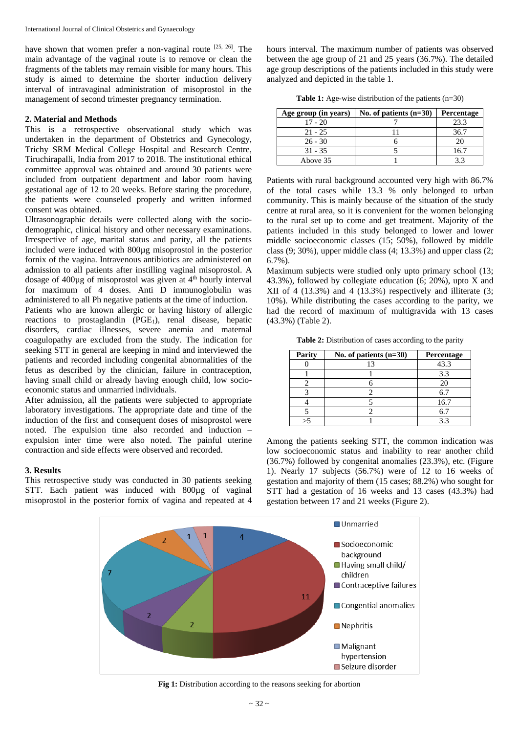have shown that women prefer a non-vaginal route [25, 26]. The main advantage of the vaginal route is to remove or clean the fragments of the tablets may remain visible for many hours. This study is aimed to determine the shorter induction delivery interval of intravaginal administration of misoprostol in the management of second trimester pregnancy termination.

## 2. Material and Methods

This is a retrospective observational study which was undertaken in the department of Obstetrics and Gynecology, Trichy SRM Medical College Hospital and Research Centre, Tiruchirapalli, India from 2017 to 2018. The institutional ethical committee approval was obtained and around 30 patients were included from outpatient department and labor room having gestational age of 12 to 20 weeks. Before staring the procedure, the patients were counseled properly and written informed consent was obtained.

Ultrasonographic details were collected along with the socio-demographic, clinical history and other necessary examinations. Irrespective of age, marital status and parity, all the patients included were induced with 800µg misoprostol in the posterior fornix of the vagina. Intravenous antibiotics are administered on admission to all patients after instilling vaginal misoprostol. A dosage of 400µg of misoprostol was given at 4th hourly interval for maximum of 4 doses. Anti D immunoglobulin was administered to all Ph negative patients at the time of induction.

Patients who are known allergic or having history of allergic reactions to prostaglandin ($PGE_1$), renal disease, hepatic disorders, cardiac illnesses, severe anemia and maternal coagulopathy are excluded from the study. The indication for seeking STT in general are keeping in mind and interviewed the patients and recorded including congenital abnormalities of the fetus as described by the clinician, failure in contraception, having small child or already having enough child, low socio-economic status and unmarried individuals.

After admission, all the patients were subjected to appropriate laboratory investigations. The appropriate date and time of the induction of the first and consequent doses of misoprostol were noted. The expulsion time also recorded and induction – expulsion inter time were also noted. The painful uterine contraction and side effects were observed and recorded.

## 3. Results

This retrospective study was conducted in 30 patients seeking STT. Each patient was induced with 800µg of vaginal misoprostol in the posterior fornix of vagina and repeated at 4 hours interval. The maximum number of patients was observed between the age group of 21 and 25 years (36.7%). The detailed age group descriptions of the patients included in this study were analyzed and depicted in the table 1.

**Table 1:** Age-wise distribution of the patients (n=30)

| Age group (in years) | No. of patients (n=30) | Percentage |
|---|---|---|
| 17 - 20 | 7 | 23.3 |
| 21 - 25 | 11 | 36.7 |
| 26 - 30 | 6 | 20 |
| 31 - 35 | 5 | 16.7 |
| Above 35 | 1 | 3.3 |

Patients with rural background accounted very high with 86.7% of the total cases while 13.3 % only belonged to urban community. This is mainly because of the situation of the study centre at rural area, so it is convenient for the women belonging to the rural set up to come and get treatment. Majority of the patients included in this study belonged to lower and lower middle socioeconomic classes (15; 50%), followed by middle class (9; 30%), upper middle class (4; 13.3%) and upper class (2; 6.7%).

Maximum subjects were studied only upto primary school (13; 43.3%), followed by collegiate education (6; 20%), upto X and XII of 4 (13.3%) and 4 (13.3%) respectively and illiterate (3; 10%). While distributing the cases according to the parity, we had the record of maximum of multigravida with 13 cases (43.3%) (Table 2).

**Table 2:** Distribution of cases according to the parity

| Parity | No. of patients (n=30) | Percentage |
|---|---|---|
| 0 | 13 | 43.3 |
| 1 | 1 | 3.3 |
| 2 | 6 | 20 |
| 3 | 2 | 6.7 |
| 4 | 5 | 16.7 |
| 5 | 2 | 6.7 |
| >5 | 1 | 3.3 |

Among the patients seeking STT, the common indication was low socioeconomic status and inability to rear another child (36.7%) followed by congenital anomalies (23.3%), etc. (Figure 1). Nearly 17 subjects (56.7%) were of 12 to 16 weeks of gestation and majority of them (15 cases; 88.2%) who sought for STT had a gestation of 16 weeks and 13 cases (43.3%) had gestation between 17 and 21 weeks (Figure 2).

**Fig 1:** Distribution according to the reasons seeking for abortion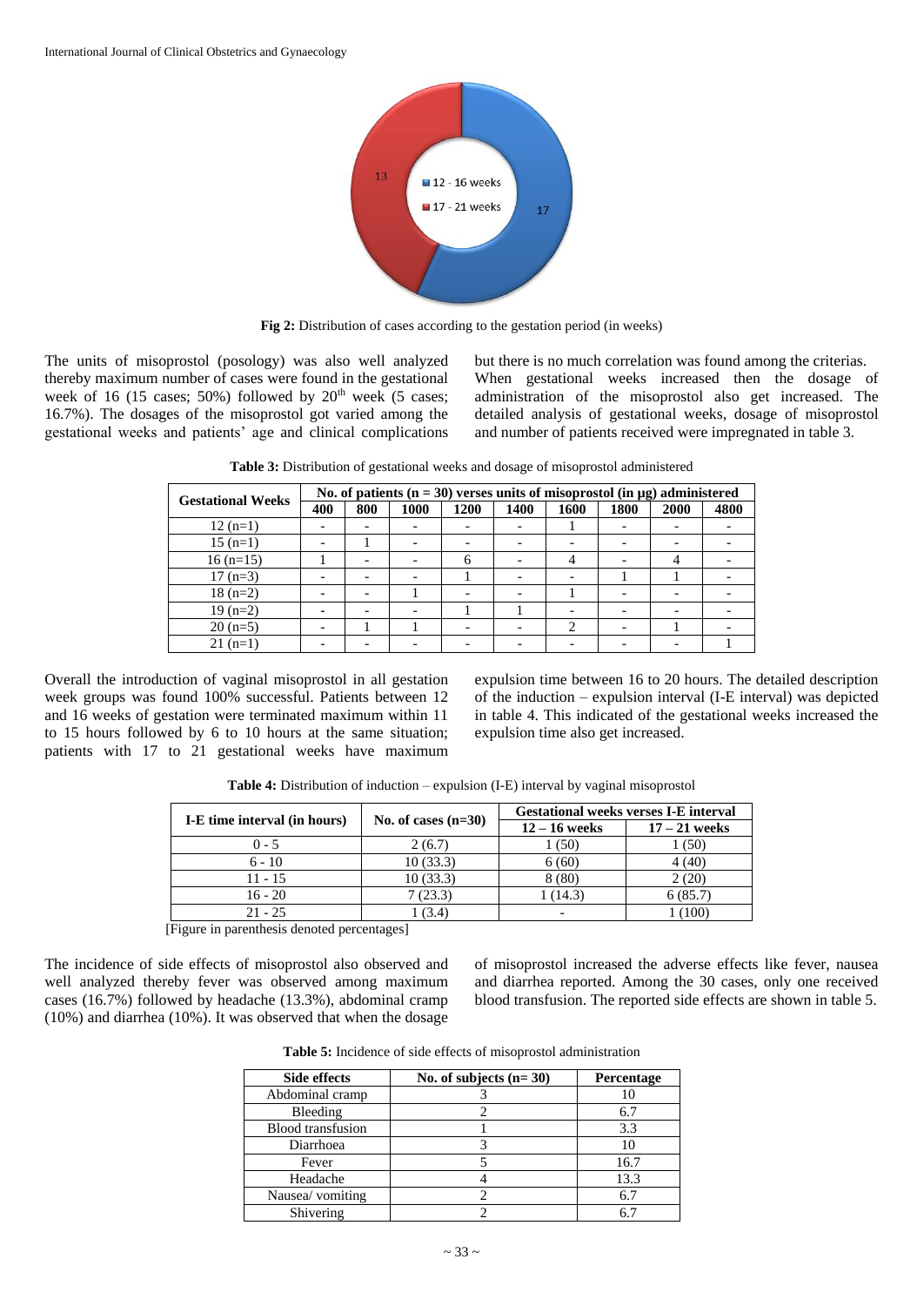Fig 2: Distribution of cases according to the gestation period (in weeks)

The units of misoprostol (posology) was also well analyzed thereby maximum number of cases were found in the gestational week of 16 (15 cases; 50%) followed by 20th week (5 cases; 16.7%). The dosages of the misoprostol got varied among the gestational weeks and patients' age and clinical complications but there is no much correlation was found among the criterias. When gestational weeks increased then the dosage of administration of the misoprostol also get increased. The detailed analysis of gestational weeks, dosage of misoprostol and number of patients received were impregnated in table 3.

**Table 3:** Distribution of gestational weeks and dosage of misoprostol administered

| Gestational Weeks | No. of patients (n = 30) verses units of misoprostol (in µg) administered | | | | | | | | |
|---|---|---|---|---|---|---|---|---|---|
| | 400 | 800 | 1000 | 1200 | 1400 | 1600 | 1800 | 2000 | 4800 |
| 12 (n=1) | - | - | - | - | - | 1 | - | - | - |
| 15 (n=1) | - | 1 | - | - | - | - | - | - | - |
| 16 (n=15) | 1 | - | - | 6 | - | 4 | - | 4 | - |
| 17 (n=3) | - | - | - | 1 | - | - | 1 | 1 | - |
| 18 (n=2) | - | - | 1 | - | - | 1 | - | - | - |
| 19 (n=2) | - | - | - | 1 | 1 | - | - | - | - |
| 20 (n=5) | - | 1 | 1 | - | - | 2 | - | 1 | - |
| 21 (n=1) | - | - | - | - | - | - | - | - | 1 |

Overall the introduction of vaginal misoprostol in all gestation week groups was found 100% successful. Patients between 12 and 16 weeks of gestation were terminated maximum within 11 to 15 hours followed by 6 to 10 hours at the same situation; patients with 17 to 21 gestational weeks have maximum expulsion time between 16 to 20 hours. The detailed description of the induction – expulsion interval (I-E interval) was depicted in table 4. This indicated of the gestational weeks increased the expulsion time also get increased.

**Table 4:** Distribution of induction – expulsion (I-E) interval by vaginal misoprostol

| I-E time interval (in hours) | No. of cases (n=30) | Gestational weeks verses I-E interval | |
|---|---|---|---|
| | | 12 – 16 weeks | 17 – 21 weeks |
| 0 - 5 | 2 (6.7) | 1 (50) | 1 (50) |
| 6 - 10 | 10 (33.3) | 6 (60) | 4 (40) |
| 11 - 15 | 10 (33.3) | 8 (80) | 2 (20) |
| 16 - 20 | 7 (23.3) | 1 (14.3) | 6 (85.7) |
| 21 - 25 | 1 (3.4) | - | 1 (100) |

[Figure in parenthesis denoted percentages]

The incidence of side effects of misoprostol also observed and well analyzed thereby fever was observed among maximum cases (16.7%) followed by headache (13.3%), abdominal cramp (10%) and diarrhea (10%). It was observed that when the dosage of misoprostol increased the adverse effects like fever, nausea and diarrhea reported. Among the 30 cases, only one received blood transfusion. The reported side effects are shown in table 5.

**Table 5:** Incidence of side effects of misoprostol administration

| Side effects | No. of subjects (n= 30) | Percentage |
|---|---|---|
| Abdominal cramp | 3 | 10 |
| Bleeding | 2 | 6.7 |
| Blood transfusion | 1 | 3.3 |
| Diarrhoea | 3 | 10 |
| Fever | 5 | 16.7 |
| Headache | 4 | 13.3 |
| Nausea/ vomiting | 2 | 6.7 |
| Shivering | 2 | 6.7 |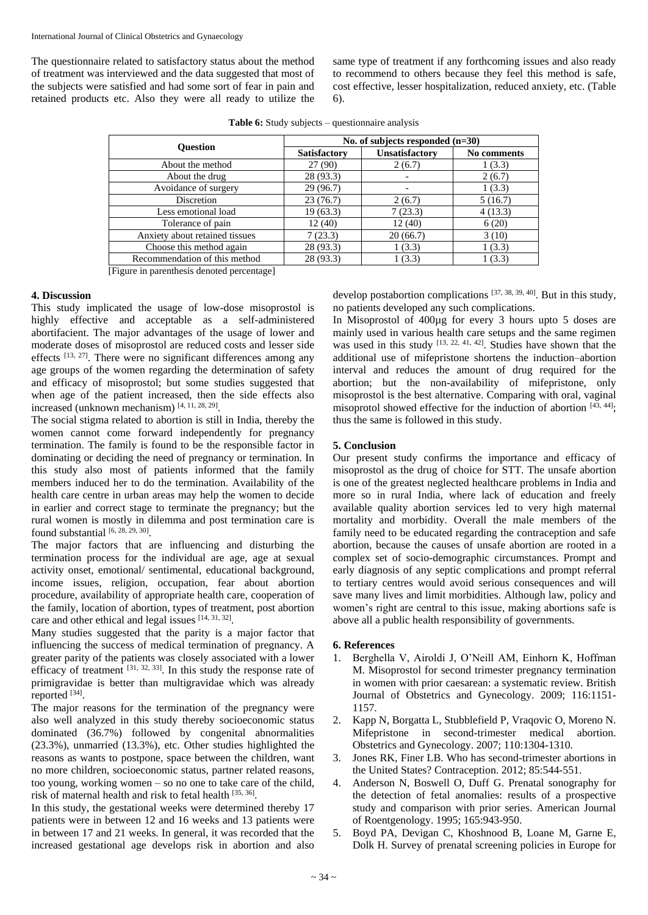The questionnaire related to satisfactory status about the method of treatment was interviewed and the data suggested that most of the subjects were satisfied and had some sort of fear in pain and retained products etc. Also they were all ready to utilize the same type of treatment if any forthcoming issues and also ready to recommend to others because they feel this method is safe, cost effective, lesser hospitalization, reduced anxiety, etc. (Table 6).

**Table 6:** Study subjects – questionnaire analysis

| Question | No. of subjects responded (n=30) | | |
|---|---|---|---|
| | **Satisfactory** | **Unsatisfactory** | **No comments** |
| About the method | 27 (90) | 2 (6.7) | 1 (3.3) |
| About the drug | 28 (93.3) | - | 2 (6.7) |
| Avoidance of surgery | 29 (96.7) | - | 1 (3.3) |
| Discretion | 23 (76.7) | 2 (6.7) | 5 (16.7) |
| Less emotional load | 19 (63.3) | 7 (23.3) | 4 (13.3) |
| Tolerance of pain | 12 (40) | 12 (40) | 6 (20) |
| Anxiety about retained tissues | 7 (23.3) | 20 (66.7) | 3 (10) |
| Choose this method again | 28 (93.3) | 1 (3.3) | 1 (3.3) |
| Recommendation of this method | 28 (93.3) | 1 (3.3) | 1 (3.3) |

[Figure in parenthesis denoted percentage]

## 4. Discussion

This study implicated the usage of low-dose misoprostol is highly effective and acceptable as a self-administered abortifacient. The major advantages of the usage of lower and moderate doses of misoprostol are reduced costs and lesser side effects [13, 27]. There were no significant differences among any age groups of the women regarding the determination of safety and efficacy of misoprostol; but some studies suggested that when age of the patient increased, then the side effects also increased (unknown mechanism) [4, 11, 28, 29].

The social stigma related to abortion is still in India, thereby the women cannot come forward independently for pregnancy termination. The family is found to be the responsible factor in dominating or deciding the need of pregnancy or termination. In this study also most of patients informed that the family members induced her to do the termination. Availability of the health care centre in urban areas may help the women to decide in earlier and correct stage to terminate the pregnancy; but the rural women is mostly in dilemma and post termination care is found substantial [6, 28, 29, 30].

The major factors that are influencing and disturbing the termination process for the individual are age, age at sexual activity onset, emotional/ sentimental, educational background, income issues, religion, occupation, fear about abortion procedure, availability of appropriate health care, cooperation of the family, location of abortion, types of treatment, post abortion care and other ethical and legal issues [14, 31, 32].

Many studies suggested that the parity is a major factor that influencing the success of medical termination of pregnancy. A greater parity of the patients was closely associated with a lower efficacy of treatment [31, 32, 33]. In this study the response rate of primigravidae is better than multigravidae which was already reported [34].

The major reasons for the termination of the pregnancy were also well analyzed in this study thereby socioeconomic status dominated (36.7%) followed by congenital abnormalities (23.3%), unmarried (13.3%), etc. Other studies highlighted the reasons as wants to postpone, space between the children, want no more children, socioeconomic status, partner related reasons, too young, working women – so no one to take care of the child, risk of maternal health and risk to fetal health [35, 36].

In this study, the gestational weeks were determined thereby 17 patients were in between 12 and 16 weeks and 13 patients were in between 17 and 21 weeks. In general, it was recorded that the increased gestational age develops risk in abortion and also develop postabortion complications [37, 38, 39, 40]. But in this study, no patients developed any such complications.

In Misoprostol of 400µg for every 3 hours upto 5 doses are mainly used in various health care setups and the same regimen was used in this study [13, 22, 41, 42]. Studies have shown that the additional use of mifepristone shortens the induction–abortion interval and reduces the amount of drug required for the abortion; but the non-availability of mifepristone, only misoprostol is the best alternative. Comparing with oral, vaginal misoprotol showed effective for the induction of abortion [43, 44]; thus the same is followed in this study.

## 5. Conclusion

Our present study confirms the importance and efficacy of misoprostol as the drug of choice for STT. The unsafe abortion is one of the greatest neglected healthcare problems in India and more so in rural India, where lack of education and freely available quality abortion services led to very high maternal mortality and morbidity. Overall the male members of the family need to be educated regarding the contraception and safe abortion, because the causes of unsafe abortion are rooted in a complex set of socio-demographic circumstances. Prompt and early diagnosis of any septic complications and prompt referral to tertiary centres would avoid serious consequences and will save many lives and limit morbidities. Although law, policy and women's right are central to this issue, making abortions safe is above all a public health responsibility of governments.

## 6. References

1. Berghella V, Airoldi J, O'Neill AM, Einhorn K, Hoffman M. Misoprostol for second trimester pregnancy termination in women with prior caesarean: a systematic review. British Journal of Obstetrics and Gynecology. 2009; 116:1151-1157.
2. Kapp N, Borgatta L, Stubblefield P, Vraqovic O, Moreno N. Mifepristone in second-trimester medical abortion. Obstetrics and Gynecology. 2007; 110:1304-1310.
3. Jones RK, Finer LB. Who has second-trimester abortions in the United States? Contraception. 2012; 85:544-551.
4. Anderson N, Boswell O, Duff G. Prenatal sonography for the detection of fetal anomalies: results of a prospective study and comparison with prior series. American Journal of Roentgenology. 1995; 165:943-950.
5. Boyd PA, Devigan C, Khoshnood B, Loane M, Garne E, Dolk H. Survey of prenatal screening policies in Europe for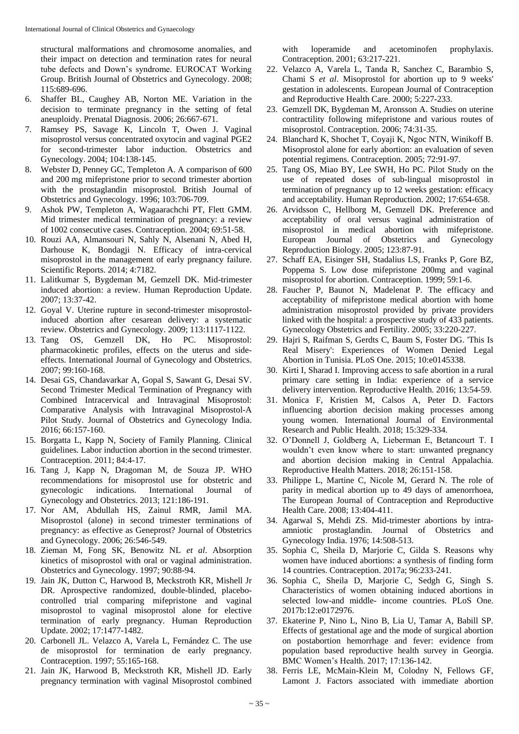structural malformations and chromosome anomalies, and their impact on detection and termination rates for neural tube defects and Down's syndrome. EUROCAT Working Group. British Journal of Obstetrics and Gynecology. 2008; 115:689-696.

6. Shaffer BL, Caughey AB, Norton ME. Variation in the decision to terminate pregnancy in the setting of fetal aneuploidy. Prenatal Diagnosis. 2006; 26:667-671.
7. Ramsey PS, Savage K, Lincoln T, Owen J. Vaginal misoprostol versus concentrated oxytocin and vaginal PGE2 for second-trimester labor induction. Obstetrics and Gynecology. 2004; 104:138-145.
8. Webster D, Penney GC, Templeton A. A comparison of 600 and 200 mg mifepristone prior to second trimester abortion with the prostaglandin misoprostol. British Journal of Obstetrics and Gynecology. 1996; 103:706-709.
9. Ashok PW, Templeton A, Wagaarachchi PT, Flett GMM. Mid trimester medical termination of pregnancy: a review of 1002 consecutive cases. Contraception. 2004; 69:51-58.
10. Rouzi AA, Almansouri N, Sahly N, Alsenani N, Abed H, Darhouse K, Bondagji N. Efficacy of intra-cervical misoprostol in the management of early pregnancy failure. Scientific Reports. 2014; 4:7182.
11. Lalitkumar S, Bygdeman M, Gemzell DK. Mid-trimester induced abortion: a review. Human Reproduction Update. 2007; 13:37-42.
12. Goyal V. Uterine rupture in second-trimester misoprostol-induced abortion after cesarean delivery: a systematic review. Obstetrics and Gynecology. 2009; 113:1117-1122.
13. Tang OS, Gemzell DK, Ho PC. Misoprostol: pharmacokinetic profiles, effects on the uterus and side-effects. International Journal of Gynecology and Obstetrics. 2007; 99:160-168.
14. Desai GS, Chandavarkar A, Gopal S, Sawant G, Desai SV. Second Trimester Medical Termination of Pregnancy with Combined Intracervical and Intravaginal Misoprostol: Comparative Analysis with Intravaginal Misoprostol-A Pilot Study. Journal of Obstetrics and Gynecology India. 2016; 66:157-160.
15. Borgatta L, Kapp N, Society of Family Planning. Clinical guidelines. Labor induction abortion in the second trimester. Contraception. 2011; 84:4-17.
16. Tang J, Kapp N, Dragoman M, de Souza JP. WHO recommendations for misoprostol use for obstetric and gynecologic indications. International Journal of Gynecology and Obstetrics. 2013; 121:186-191.
17. Nor AM, Abdullah HS, Zainul RMR, Jamil MA. Misoprostol (alone) in second trimester terminations of pregnancy: as effective as Geneprost? Journal of Obstetrics and Gynecology. 2006; 26:546-549.
18. Zieman M, Fong SK, Benowitz NL *et al*. Absorption kinetics of misoprostol with oral or vaginal administration. Obstetrics and Gynecology. 1997; 90:88-94.
19. Jain JK, Dutton C, Harwood B, Meckstroth KR, Mishell Jr DR. Aprospective randomized, double-blinded, placebo-controlled trial comparing mifepristone and vaginal misoprostol to vaginal misoprostol alone for elective termination of early pregnancy. Human Reproduction Update. 2002; 17:1477-1482.
20. Carbonell JL. Velazco A, Varela L, Fernández C. The use de misoprostol for termination de early pregnancy. Contraception. 1997; 55:165-168.
21. Jain JK, Harwood B, Meckstroth KR, Mishell JD. Early pregnancy termination with vaginal Misoprostol combined with loperamide and acetominofen prophylaxis. Contraception. 2001; 63:217-221.
22. Velazco A, Varela L, Tanda R, Sanchez C, Barambio S, Chami S *et al*. Misoprostol for abortion up to 9 weeks' gestation in adolescents. European Journal of Contraception and Reproductive Health Care. 2000; 5:227-233.
23. Gemzell DK, Bygdeman M, Aronsson A. Studies on uterine contractility following mifepristone and various routes of misoprostol. Contraception. 2006; 74:31-35.
24. Blanchard K, Shochet T, Coyaji K, Ngoc NTN, Winikoff B. Misoprostol alone for early abortion: an evaluation of seven potential regimens. Contraception. 2005; 72:91-97.
25. Tang OS, Miao BY, Lee SWH, Ho PC. Pilot Study on the use of repeated doses of sub-lingual misoprostol in termination of pregnancy up to 12 weeks gestation: efficacy and acceptability. Human Reproduction. 2002; 17:654-658.
26. Arvidsson C, Hellborg M, Gemzell DK. Preference and acceptability of oral versus vaginal administration of misoprostol in medical abortion with mifepristone. European Journal of Obstetrics and Gynecology Reproduction Biology. 2005; 123:87-91.
27. Schaff EA, Eisinger SH, Stadalius LS, Franks P, Gore BZ, Poppema S. Low dose mifepristone 200mg and vaginal misoprostol for abortion. Contraception. 1999; 59:1-6.
28. Faucher P, Baunot N, Madelenat P. The efficacy and acceptability of mifepristone medical abortion with home administration misoprostol provided by private providers linked with the hospital: a prospective study of 433 patients. Gynecology Obstetrics and Fertility. 2005; 33:220-227.
29. Hajri S, Raifman S, Gerdts C, Baum S, Foster DG. 'This Is Real Misery': Experiences of Women Denied Legal Abortion in Tunisia. PLoS One. 2015; 10:e0145338.
30. Kirti I, Sharad I. Improving access to safe abortion in a rural primary care setting in India: experience of a service delivery intervention. Reproductive Health. 2016; 13:54-59.
31. Monica F, Kristien M, Calsos A, Peter D. Factors influencing abortion decision making processes among young women. International Journal of Environmental Research and Public Health. 2018; 15:329-334.
32. O'Donnell J, Goldberg A, Lieberman E, Betancourt T. I wouldn't even know where to start: unwanted pregnancy and abortion decision making in Central Appalachia. Reproductive Health Matters. 2018; 26:151-158.
33. Philippe L, Martine C, Nicole M, Gerard N. The role of parity in medical abortion up to 49 days of amenorrhoea, The European Journal of Contraception and Reproductive Health Care. 2008; 13:404-411.
34. Agarwal S, Mehdi ZS. Mid-trimester abortions by intra-amniotic prostaglandin. Journal of Obstetrics and Gynecology India. 1976; 14:508-513.
35. Sophia C, Sheila D, Marjorie C, Gilda S. Reasons why women have induced abortions: a synthesis of finding form 14 countries. Contraception. 2017a; 96:233-241.
36. Sophia C, Sheila D, Marjorie C, Sedgh G, Singh S. Characteristics of women obtaining induced abortions in selected low-and middle- income countries. PLoS One. 2017b:12:e0172976.
37. Ekaterine P, Nino L, Nino B, Lia U, Tamar A, Babill SP. Effects of gestational age and the mode of surgical abortion on postabortion hemorrhage and fever: evidence from population based reproductive health survey in Georgia. BMC Women's Health. 2017; 17:136-142.
38. Ferris LE, McMain-Klein M, Colodny N, Fellows GF, Lamont J. Factors associated with immediate abortion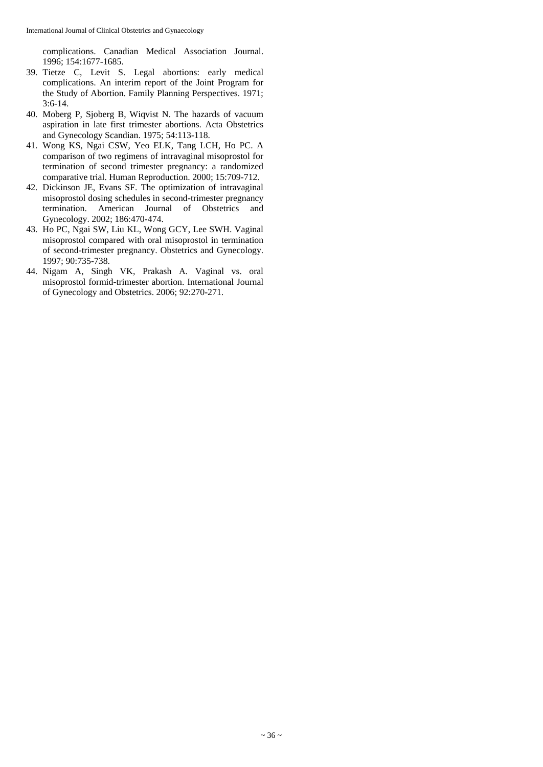complications. Canadian Medical Association Journal. 1996; 154:1677-1685.

39. Tietze C, Levit S. Legal abortions: early medical complications. An interim report of the Joint Program for the Study of Abortion. Family Planning Perspectives. 1971; 3:6-14.
40. Moberg P, Sjoberg B, Wiqvist N. The hazards of vacuum aspiration in late first trimester abortions. Acta Obstetrics and Gynecology Scandian. 1975; 54:113-118.
41. Wong KS, Ngai CSW, Yeo ELK, Tang LCH, Ho PC. A comparison of two regimens of intravaginal misoprostol for termination of second trimester pregnancy: a randomized comparative trial. Human Reproduction. 2000; 15:709-712.
42. Dickinson JE, Evans SF. The optimization of intravaginal misoprostol dosing schedules in second-trimester pregnancy termination. American Journal of Obstetrics and Gynecology. 2002; 186:470-474.
43. Ho PC, Ngai SW, Liu KL, Wong GCY, Lee SWH. Vaginal misoprostol compared with oral misoprostol in termination of second-trimester pregnancy. Obstetrics and Gynecology. 1997; 90:735-738.
44. Nigam A, Singh VK, Prakash A. Vaginal vs. oral misoprostol formid-trimester abortion. International Journal of Gynecology and Obstetrics. 2006; 92:270-271.